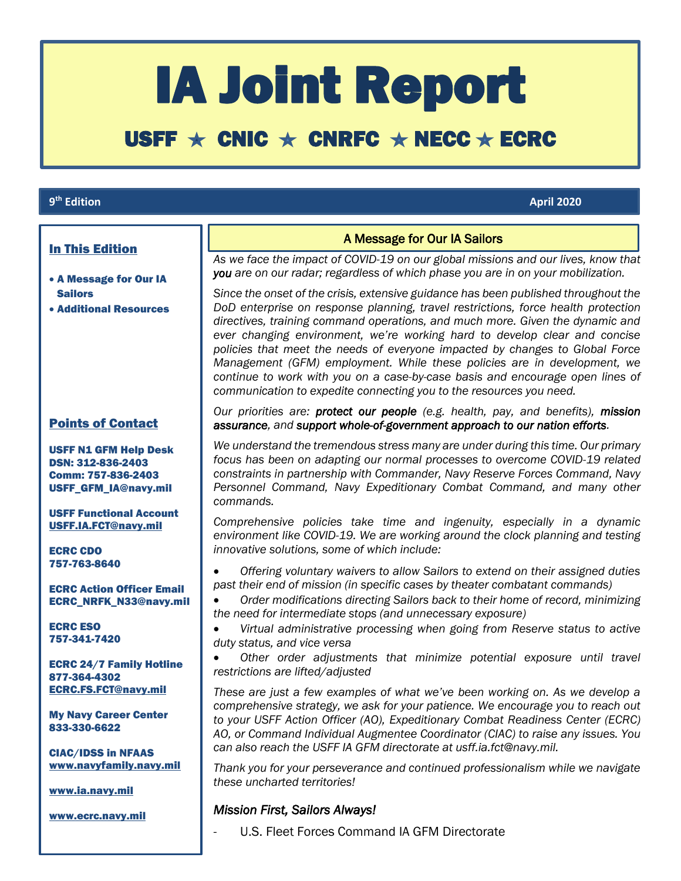# IA Joint Report

## USFF ★ CNIC ★ CNRFC ★ NECC ★ ECRC

**9th Edition** **April 2020**

### In This Edition

- **A Message for Our IA Sailors**
- **Additional Resources**

### Points of Contact

**USFF N1 GFM Help Desk**
**DSN: 312-836-2403**
**Comm: 757-836-2403**
**USFF_GFM_IA@navy.mil**

**USFF Functional Account**
**USFF.IA.FCT@navy.mil**

**ECRC CDO**
**757-763-8640**

**ECRC Action Officer Email**
**ECRC_NRFK_N33@navy.mil**

**ECRC ESO**
**757-341-7420**

**ECRC 24/7 Family Hotline**
**877-364-4302**
**ECRC.FS.FCT@navy.mil**

**My Navy Career Center**
**833-330-6622**

**CIAC/IDSS in NFAAS**
**www.navyfamily.navy.mil**

**www.ia.navy.mil**

**www.ecrc.navy.mil**

## A Message for Our IA Sailors

*As we face the impact of COVID-19 on our global missions and our lives, know that **you** are on our radar; regardless of which phase you are in on your mobilization.*

*Since the onset of the crisis, extensive guidance has been published throughout the DoD enterprise on response planning, travel restrictions, force health protection directives, training command operations, and much more. Given the dynamic and ever changing environment, we're working hard to develop clear and concise policies that meet the needs of everyone impacted by changes to Global Force Management (GFM) employment. While these policies are in development, we continue to work with you on a case-by-case basis and encourage open lines of communication to expedite connecting you to the resources you need.*

*Our priorities are: **protect our people** (e.g. health, pay, and benefits), **mission assurance**, and **support whole-of-government approach to our nation efforts**.*

*We understand the tremendous stress many are under during this time. Our primary focus has been on adapting our normal processes to overcome COVID-19 related constraints in partnership with Commander, Navy Reserve Forces Command, Navy Personnel Command, Navy Expeditionary Combat Command, and many other commands.*

*Comprehensive policies take time and ingenuity, especially in a dynamic environment like COVID-19. We are working around the clock planning and testing innovative solutions, some of which include:*

- *Offering voluntary waivers to allow Sailors to extend on their assigned duties past their end of mission (in specific cases by theater combatant commands)*
- *Order modifications directing Sailors back to their home of record, minimizing the need for intermediate stops (and unnecessary exposure)*
- *Virtual administrative processing when going from Reserve status to active duty status, and vice versa*
- *Other order adjustments that minimize potential exposure until travel restrictions are lifted/adjusted*

*These are just a few examples of what we've been working on. As we develop a comprehensive strategy, we ask for your patience. We encourage you to reach out to your USFF Action Officer (AO), Expeditionary Combat Readiness Center (ECRC) AO, or Command Individual Augmentee Coordinator (CIAC) to raise any issues. You can also reach the USFF IA GFM directorate at usff.ia.fct@navy.mil.*

*Thank you for your perseverance and continued professionalism while we navigate these uncharted territories!*

***Mission First, Sailors Always!***

- U.S. Fleet Forces Command IA GFM Directorate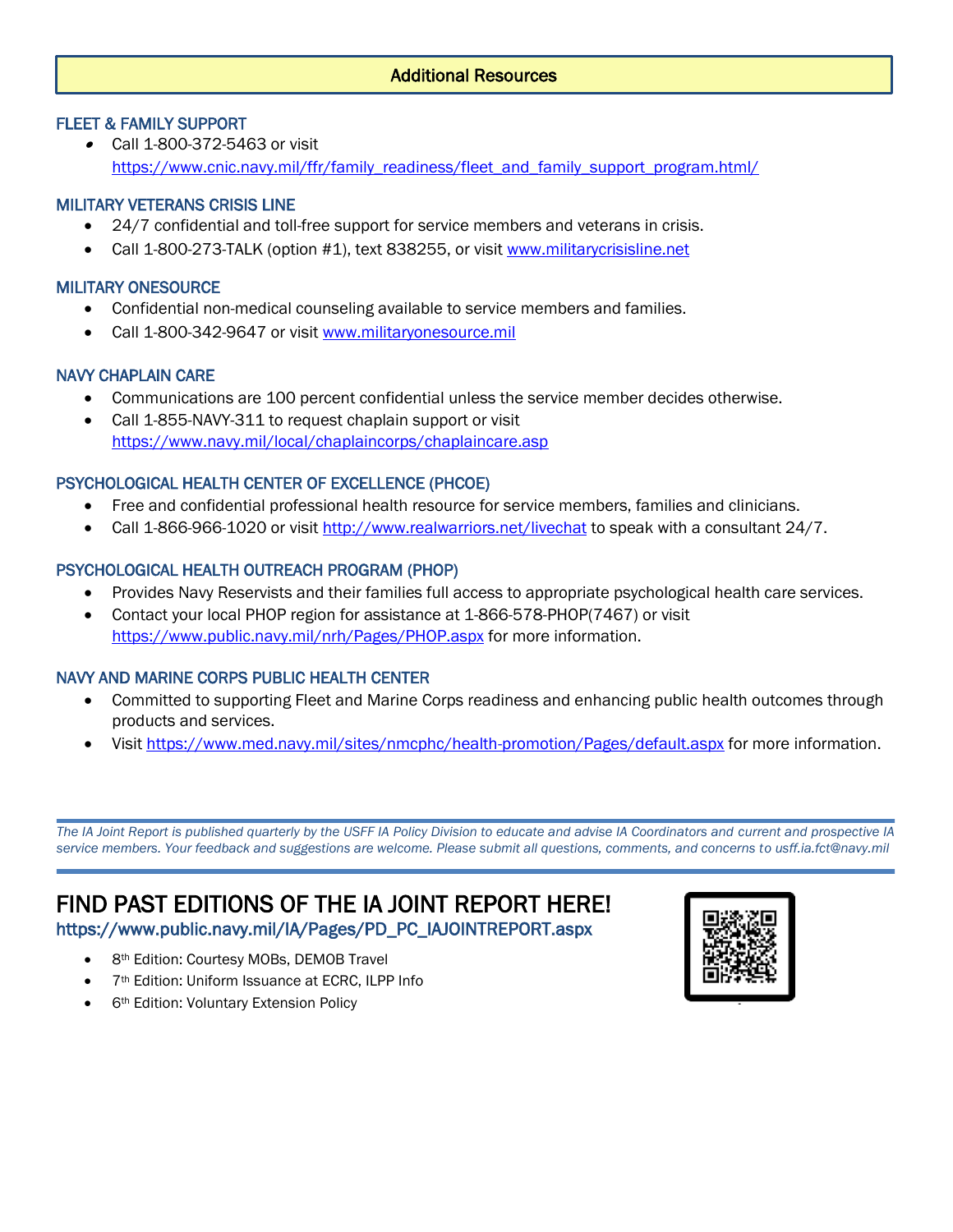## Additional Resources

### FLEET & FAMILY SUPPORT

- Call 1-800-372-5463 or visit https://www.cnic.navy.mil/ffr/family_readiness/fleet_and_family_support_program.html/

### MILITARY VETERANS CRISIS LINE

- 24/7 confidential and toll-free support for service members and veterans in crisis.
- Call 1-800-273-TALK (option #1), text 838255, or visit www.militarycrisisline.net

### MILITARY ONESOURCE

- Confidential non-medical counseling available to service members and families.
- Call 1-800-342-9647 or visit www.militaryonesource.mil

### NAVY CHAPLAIN CARE

- Communications are 100 percent confidential unless the service member decides otherwise.
- Call 1-855-NAVY-311 to request chaplain support or visit https://www.navy.mil/local/chaplaincorps/chaplaincare.asp

### PSYCHOLOGICAL HEALTH CENTER OF EXCELLENCE (PHCOE)

- Free and confidential professional health resource for service members, families and clinicians.
- Call 1-866-966-1020 or visit http://www.realwarriors.net/livechat to speak with a consultant 24/7.

### PSYCHOLOGICAL HEALTH OUTREACH PROGRAM (PHOP)

- Provides Navy Reservists and their families full access to appropriate psychological health care services.
- Contact your local PHOP region for assistance at 1-866-578-PHOP(7467) or visit https://www.public.navy.mil/nrh/Pages/PHOP.aspx for more information.

### NAVY AND MARINE CORPS PUBLIC HEALTH CENTER

- Committed to supporting Fleet and Marine Corps readiness and enhancing public health outcomes through products and services.
- Visit https://www.med.navy.mil/sites/nmcphc/health-promotion/Pages/default.aspx for more information.

*The IA Joint Report is published quarterly by the USFF IA Policy Division to educate and advise IA Coordinators and current and prospective IA service members. Your feedback and suggestions are welcome. Please submit all questions, comments, and concerns to usff.ia.fct@navy.mil*

# FIND PAST EDITIONS OF THE IA JOINT REPORT HERE!

**https://www.public.navy.mil/IA/Pages/PD_PC_IAJOINTREPORT.aspx**

- 8th Edition: Courtesy MOBs, DEMOB Travel
- 7th Edition: Uniform Issuance at ECRC, ILPP Info
- 6th Edition: Voluntary Extension Policy